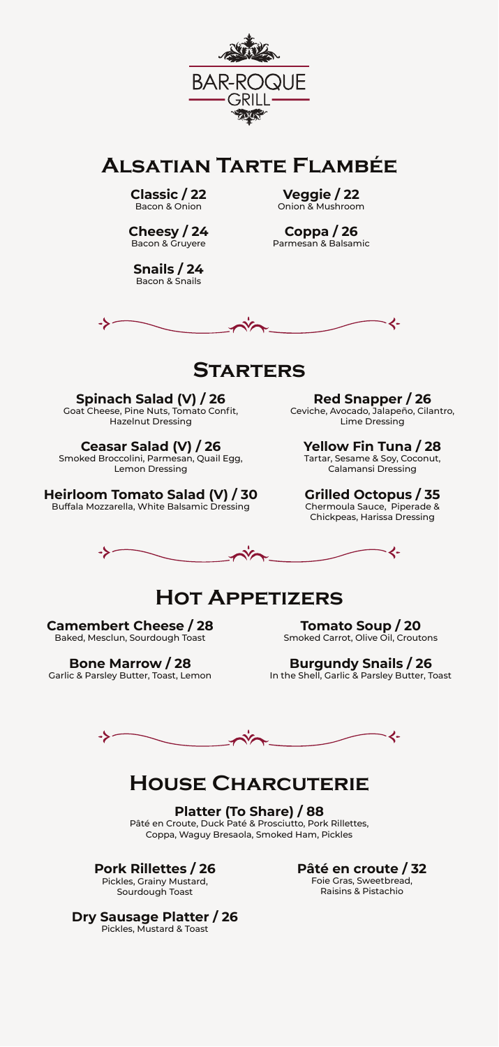# BAR-ROQUE GRILL

## Alsatian Tarte Flambée

**Classic / 22**
Bacon & Onion

**Veggie / 22**
Onion & Mushroom

**Cheesy / 24**
Bacon & Gruyere

**Coppa / 26**
Parmesan & Balsamic

**Snails / 24**
Bacon & Snails

## Starters

**Spinach Salad (V) / 26**
Goat Cheese, Pine Nuts, Tomato Confit, Hazelnut Dressing

**Ceasar Salad (V) / 26**
Smoked Broccolini, Parmesan, Quail Egg, Lemon Dressing

**Heirloom Tomato Salad (V) / 30**
Buffala Mozzarella, White Balsamic Dressing

**Red Snapper / 26**
Ceviche, Avocado, Jalapeño, Cilantro, Lime Dressing

**Yellow Fin Tuna / 28**
Tartar, Sesame & Soy, Coconut, Calamansi Dressing

**Grilled Octopus / 35**
Chermoula Sauce, Piperade & Chickpeas, Harissa Dressing

## Hot Appetizers

**Camembert Cheese / 28**
Baked, Mesclun, Sourdough Toast

**Bone Marrow / 28**
Garlic & Parsley Butter, Toast, Lemon

**Tomato Soup / 20**
Smoked Carrot, Olive Oil, Croutons

**Burgundy Snails / 26**
In the Shell, Garlic & Parsley Butter, Toast

## House Charcuterie

**Platter (To Share) / 88**
Pâté en Croute, Duck Paté & Prosciutto, Pork Rillettes, Coppa, Waguy Bresaola, Smoked Ham, Pickles

**Pork Rillettes / 26**
Pickles, Grainy Mustard, Sourdough Toast

**Dry Sausage Platter / 26**
Pickles, Mustard & Toast

**Pâté en croute / 32**
Foie Gras, Sweetbread, Raisins & Pistachio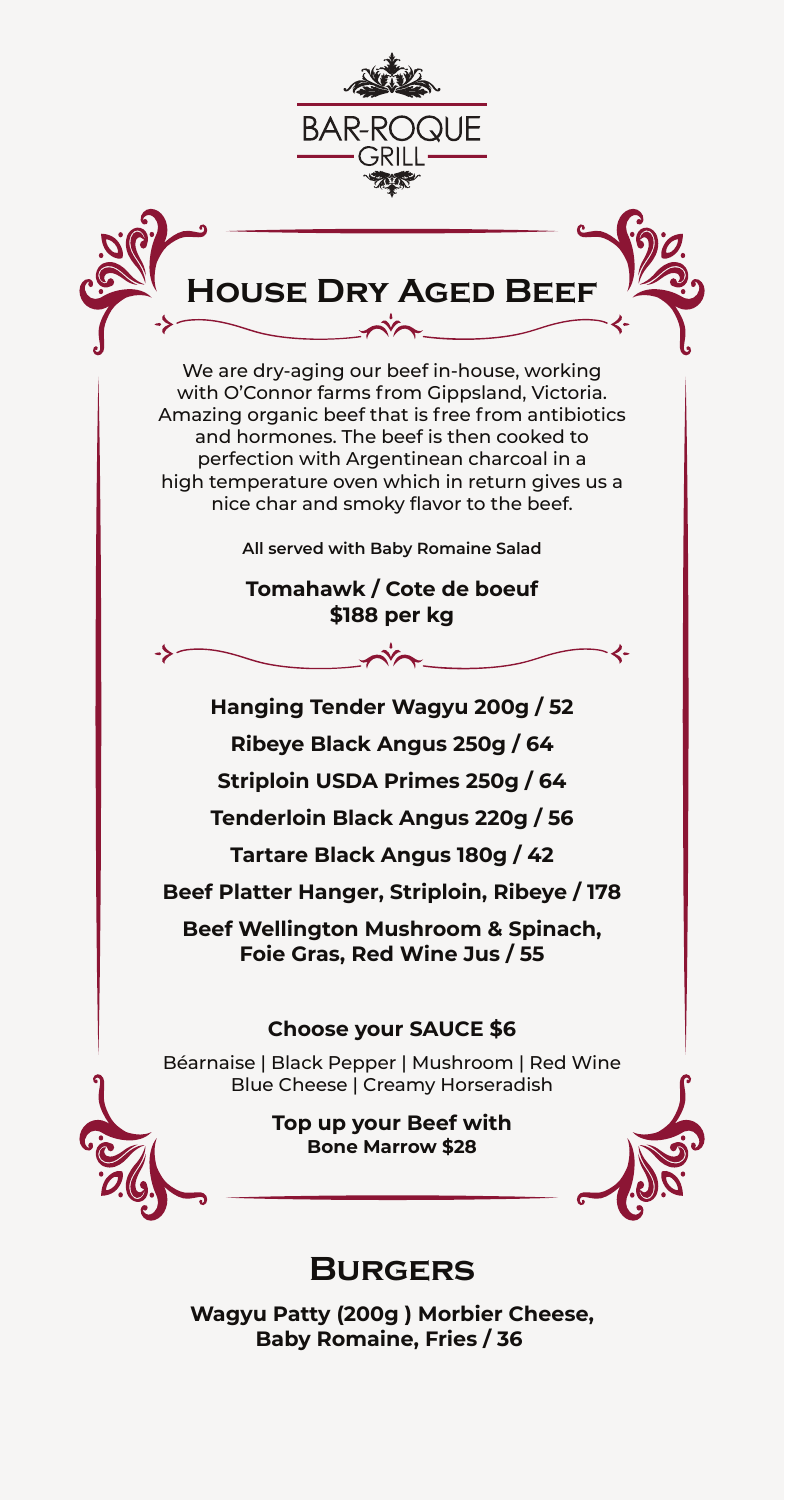# BAR-ROQUE GRILL

## House Dry Aged Beef

We are dry-aging our beef in-house, working with O'Connor farms from Gippsland, Victoria. Amazing organic beef that is free from antibiotics and hormones. The beef is then cooked to perfection with Argentinean charcoal in a high temperature oven which in return gives us a nice char and smoky flavor to the beef.

**All served with Baby Romaine Salad**

**Tomahawk / Cote de boeuf**
**$188 per kg**

**Hanging Tender Wagyu 200g / 52**

**Ribeye Black Angus 250g / 64**

**Striploin USDA Primes 250g / 64**

**Tenderloin Black Angus 220g / 56**

**Tartare Black Angus 180g / 42**

**Beef Platter Hanger, Striploin, Ribeye / 178**

**Beef Wellington Mushroom & Spinach, Foie Gras, Red Wine Jus / 55**

**Choose your SAUCE $6**

Béarnaise | Black Pepper | Mushroom | Red Wine
Blue Cheese | Creamy Horseradish

**Top up your Beef with**
**Bone Marrow $28**

## Burgers

**Wagyu Patty (200g ) Morbier Cheese, Baby Romaine, Fries / 36**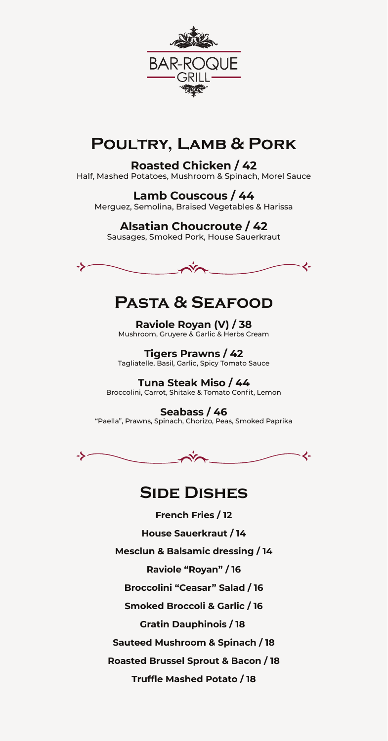# BAR-ROQUE GRILL

## Poultry, Lamb & Pork

**Roasted Chicken / 42**
Half, Mashed Potatoes, Mushroom & Spinach, Morel Sauce

**Lamb Couscous / 44**
Merguez, Semolina, Braised Vegetables & Harissa

**Alsatian Choucroute / 42**
Sausages, Smoked Pork, House Sauerkraut

## Pasta & Seafood

**Raviole Royan (V) / 38**
Mushroom, Gruyere & Garlic & Herbs Cream

**Tigers Prawns / 42**
Tagliatelle, Basil, Garlic, Spicy Tomato Sauce

**Tuna Steak Miso / 44**
Broccolini, Carrot, Shitake & Tomato Confit, Lemon

**Seabass / 46**
"Paella", Prawns, Spinach, Chorizo, Peas, Smoked Paprika

## Side Dishes

**French Fries / 12**

**House Sauerkraut / 14**

**Mesclun & Balsamic dressing / 14**

**Raviole "Royan" / 16**

**Broccolini "Ceasar" Salad / 16**

**Smoked Broccoli & Garlic / 16**

**Gratin Dauphinois / 18**

**Sauteed Mushroom & Spinach / 18**

**Roasted Brussel Sprout & Bacon / 18**

**Truffle Mashed Potato / 18**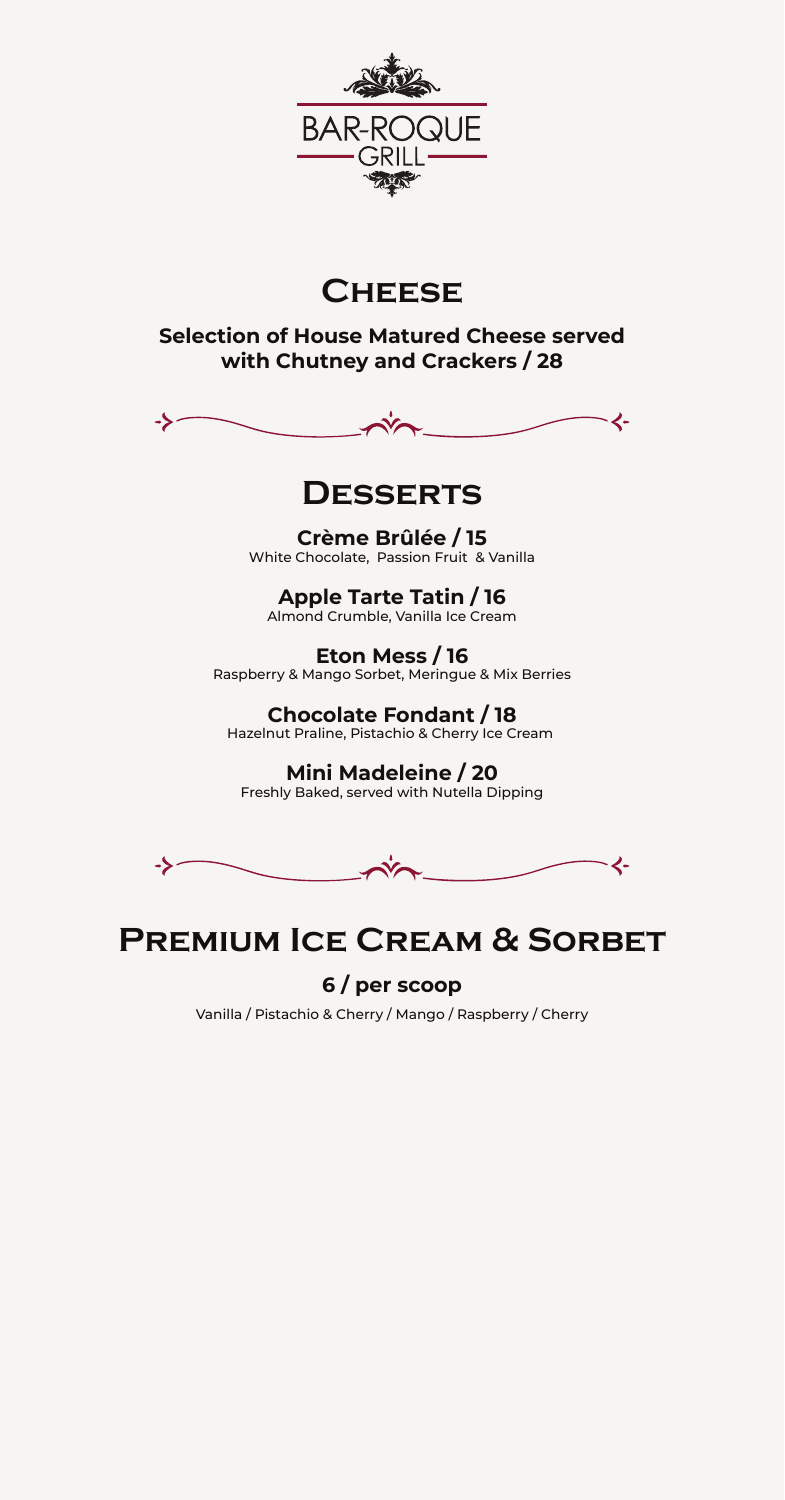# BAR-ROQUE GRILL

## Cheese

**Selection of House Matured Cheese served with Chutney and Crackers / 28**

## Desserts

**Crème Brûlée / 15**
White Chocolate, Passion Fruit & Vanilla

**Apple Tarte Tatin / 16**
Almond Crumble, Vanilla Ice Cream

**Eton Mess / 16**
Raspberry & Mango Sorbet, Meringue & Mix Berries

**Chocolate Fondant / 18**
Hazelnut Praline, Pistachio & Cherry Ice Cream

**Mini Madeleine / 20**
Freshly Baked, served with Nutella Dipping

## Premium Ice Cream & Sorbet

**6 / per scoop**

Vanilla / Pistachio & Cherry / Mango / Raspberry / Cherry